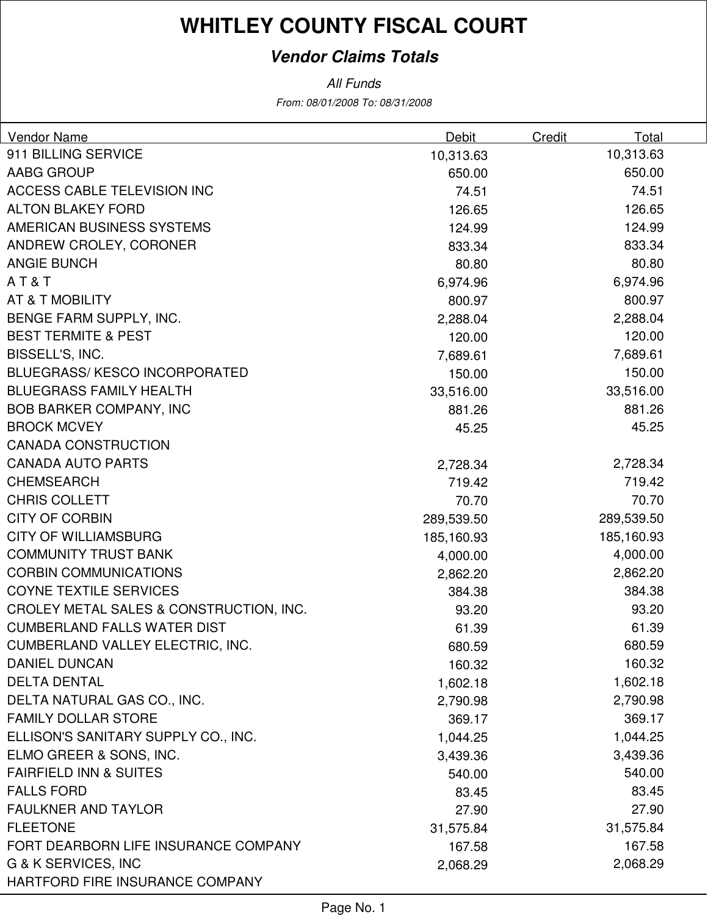# WHITLEY COUNTY FISCAL COURT

## *Vendor Claims Totals*

*All Funds*

*From: 08/01/2008 To: 08/31/2008*

| Vendor Name | Debit | Credit | Total |
|---|---|---|---|
| 911 BILLING SERVICE | 10,313.63 | | 10,313.63 |
| AABG GROUP | 650.00 | | 650.00 |
| ACCESS CABLE TELEVISION INC | 74.51 | | 74.51 |
| ALTON BLAKEY FORD | 126.65 | | 126.65 |
| AMERICAN BUSINESS SYSTEMS | 124.99 | | 124.99 |
| ANDREW CROLEY, CORONER | 833.34 | | 833.34 |
| ANGIE BUNCH | 80.80 | | 80.80 |
| A T & T | 6,974.96 | | 6,974.96 |
| AT & T MOBILITY | 800.97 | | 800.97 |
| BENGE FARM SUPPLY, INC. | 2,288.04 | | 2,288.04 |
| BEST TERMITE & PEST | 120.00 | | 120.00 |
| BISSELL'S, INC. | 7,689.61 | | 7,689.61 |
| BLUEGRASS/ KESCO INCORPORATED | 150.00 | | 150.00 |
| BLUEGRASS FAMILY HEALTH | 33,516.00 | | 33,516.00 |
| BOB BARKER COMPANY, INC | 881.26 | | 881.26 |
| BROCK MCVEY | 45.25 | | 45.25 |
| CANADA CONSTRUCTION | | | |
| CANADA AUTO PARTS | 2,728.34 | | 2,728.34 |
| CHEMSEARCH | 719.42 | | 719.42 |
| CHRIS COLLETT | 70.70 | | 70.70 |
| CITY OF CORBIN | 289,539.50 | | 289,539.50 |
| CITY OF WILLIAMSBURG | 185,160.93 | | 185,160.93 |
| COMMUNITY TRUST BANK | 4,000.00 | | 4,000.00 |
| CORBIN COMMUNICATIONS | 2,862.20 | | 2,862.20 |
| COYNE TEXTILE SERVICES | 384.38 | | 384.38 |
| CROLEY METAL SALES & CONSTRUCTION, INC. | 93.20 | | 93.20 |
| CUMBERLAND FALLS WATER DIST | 61.39 | | 61.39 |
| CUMBERLAND VALLEY ELECTRIC, INC. | 680.59 | | 680.59 |
| DANIEL DUNCAN | 160.32 | | 160.32 |
| DELTA DENTAL | 1,602.18 | | 1,602.18 |
| DELTA NATURAL GAS CO., INC. | 2,790.98 | | 2,790.98 |
| FAMILY DOLLAR STORE | 369.17 | | 369.17 |
| ELLISON'S SANITARY SUPPLY CO., INC. | 1,044.25 | | 1,044.25 |
| ELMO GREER & SONS, INC. | 3,439.36 | | 3,439.36 |
| FAIRFIELD INN & SUITES | 540.00 | | 540.00 |
| FALLS FORD | 83.45 | | 83.45 |
| FAULKNER AND TAYLOR | 27.90 | | 27.90 |
| FLEETONE | 31,575.84 | | 31,575.84 |
| FORT DEARBORN LIFE INSURANCE COMPANY | 167.58 | | 167.58 |
| G & K SERVICES, INC | 2,068.29 | | 2,068.29 |
| HARTFORD FIRE INSURANCE COMPANY | | | |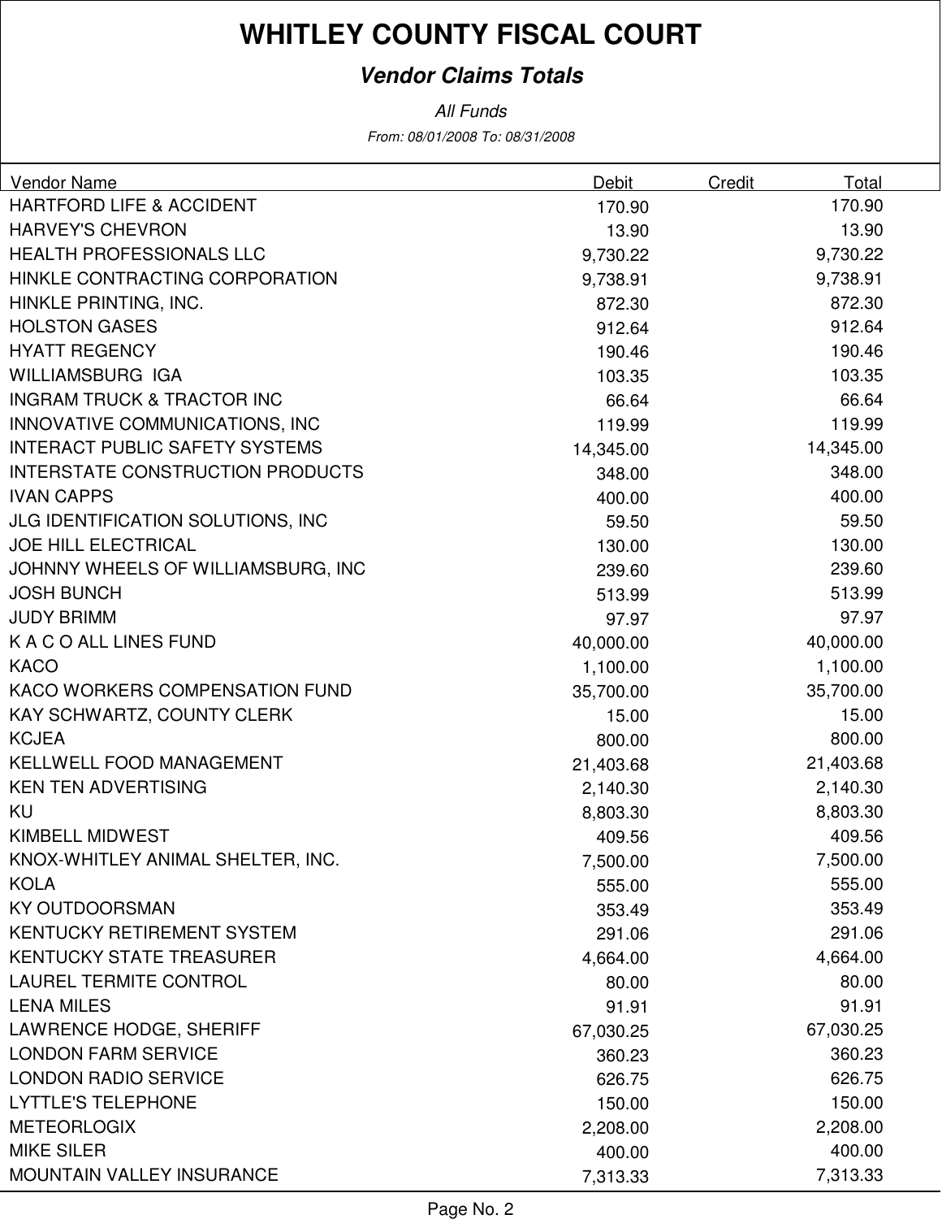# WHITLEY COUNTY FISCAL COURT

***Vendor Claims Totals***

*All Funds*

*From: 08/01/2008 To: 08/31/2008*

| Vendor Name | Debit | Credit | Total |
|---|---|---|---|
| HARTFORD LIFE & ACCIDENT | 170.90 | | 170.90 |
| HARVEY'S CHEVRON | 13.90 | | 13.90 |
| HEALTH PROFESSIONALS LLC | 9,730.22 | | 9,730.22 |
| HINKLE CONTRACTING CORPORATION | 9,738.91 | | 9,738.91 |
| HINKLE PRINTING, INC. | 872.30 | | 872.30 |
| HOLSTON GASES | 912.64 | | 912.64 |
| HYATT REGENCY | 190.46 | | 190.46 |
| WILLIAMSBURG IGA | 103.35 | | 103.35 |
| INGRAM TRUCK & TRACTOR INC | 66.64 | | 66.64 |
| INNOVATIVE COMMUNICATIONS, INC | 119.99 | | 119.99 |
| INTERACT PUBLIC SAFETY SYSTEMS | 14,345.00 | | 14,345.00 |
| INTERSTATE CONSTRUCTION PRODUCTS | 348.00 | | 348.00 |
| IVAN CAPPS | 400.00 | | 400.00 |
| JLG IDENTIFICATION SOLUTIONS, INC | 59.50 | | 59.50 |
| JOE HILL ELECTRICAL | 130.00 | | 130.00 |
| JOHNNY WHEELS OF WILLIAMSBURG, INC | 239.60 | | 239.60 |
| JOSH BUNCH | 513.99 | | 513.99 |
| JUDY BRIMM | 97.97 | | 97.97 |
| K A C O ALL LINES FUND | 40,000.00 | | 40,000.00 |
| KACO | 1,100.00 | | 1,100.00 |
| KACO WORKERS COMPENSATION FUND | 35,700.00 | | 35,700.00 |
| KAY SCHWARTZ, COUNTY CLERK | 15.00 | | 15.00 |
| KCJEA | 800.00 | | 800.00 |
| KELLWELL FOOD MANAGEMENT | 21,403.68 | | 21,403.68 |
| KEN TEN ADVERTISING | 2,140.30 | | 2,140.30 |
| KU | 8,803.30 | | 8,803.30 |
| KIMBELL MIDWEST | 409.56 | | 409.56 |
| KNOX-WHITLEY ANIMAL SHELTER, INC. | 7,500.00 | | 7,500.00 |
| KOLA | 555.00 | | 555.00 |
| KY OUTDOORSMAN | 353.49 | | 353.49 |
| KENTUCKY RETIREMENT SYSTEM | 291.06 | | 291.06 |
| KENTUCKY STATE TREASURER | 4,664.00 | | 4,664.00 |
| LAUREL TERMITE CONTROL | 80.00 | | 80.00 |
| LENA MILES | 91.91 | | 91.91 |
| LAWRENCE HODGE, SHERIFF | 67,030.25 | | 67,030.25 |
| LONDON FARM SERVICE | 360.23 | | 360.23 |
| LONDON RADIO SERVICE | 626.75 | | 626.75 |
| LYTTLE'S TELEPHONE | 150.00 | | 150.00 |
| METEORLOGIX | 2,208.00 | | 2,208.00 |
| MIKE SILER | 400.00 | | 400.00 |
| MOUNTAIN VALLEY INSURANCE | 7,313.33 | | 7,313.33 |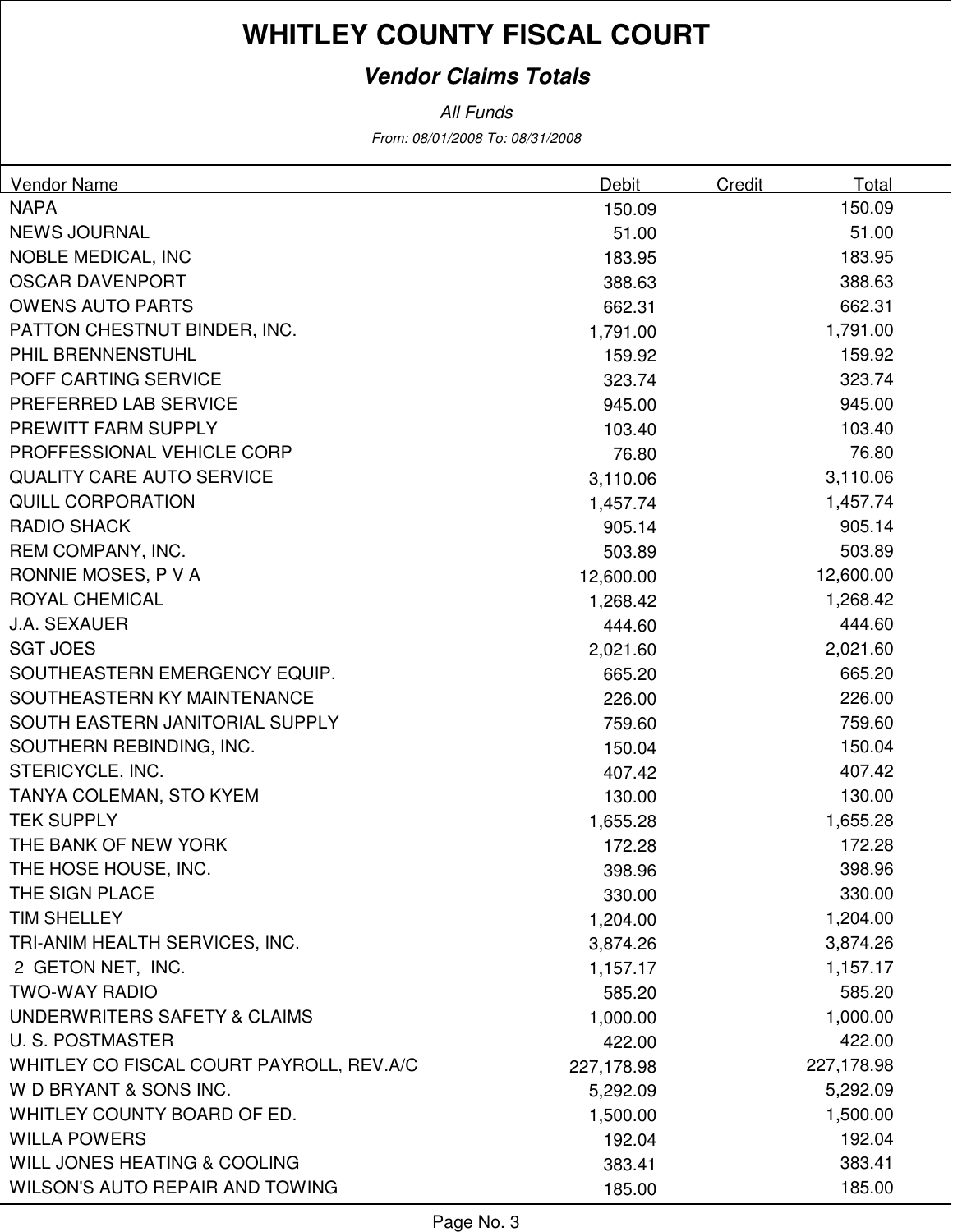# WHITLEY COUNTY FISCAL COURT

## *Vendor Claims Totals*

*All Funds*

*From: 08/01/2008 To: 08/31/2008*

| Vendor Name | Debit | Credit | Total |
|---|---|---|---|
| NAPA | 150.09 | | 150.09 |
| NEWS JOURNAL | 51.00 | | 51.00 |
| NOBLE MEDICAL, INC | 183.95 | | 183.95 |
| OSCAR DAVENPORT | 388.63 | | 388.63 |
| OWENS AUTO PARTS | 662.31 | | 662.31 |
| PATTON CHESTNUT BINDER, INC. | 1,791.00 | | 1,791.00 |
| PHIL BRENNENSTUHL | 159.92 | | 159.92 |
| POFF CARTING SERVICE | 323.74 | | 323.74 |
| PREFERRED LAB SERVICE | 945.00 | | 945.00 |
| PREWITT FARM SUPPLY | 103.40 | | 103.40 |
| PROFFESSIONAL VEHICLE CORP | 76.80 | | 76.80 |
| QUALITY CARE AUTO SERVICE | 3,110.06 | | 3,110.06 |
| QUILL CORPORATION | 1,457.74 | | 1,457.74 |
| RADIO SHACK | 905.14 | | 905.14 |
| REM COMPANY, INC. | 503.89 | | 503.89 |
| RONNIE MOSES, P V A | 12,600.00 | | 12,600.00 |
| ROYAL CHEMICAL | 1,268.42 | | 1,268.42 |
| J.A. SEXAUER | 444.60 | | 444.60 |
| SGT JOES | 2,021.60 | | 2,021.60 |
| SOUTHEASTERN EMERGENCY EQUIP. | 665.20 | | 665.20 |
| SOUTHEASTERN KY MAINTENANCE | 226.00 | | 226.00 |
| SOUTH EASTERN JANITORIAL SUPPLY | 759.60 | | 759.60 |
| SOUTHERN REBINDING, INC. | 150.04 | | 150.04 |
| STERICYCLE, INC. | 407.42 | | 407.42 |
| TANYA COLEMAN, STO KYEM | 130.00 | | 130.00 |
| TEK SUPPLY | 1,655.28 | | 1,655.28 |
| THE BANK OF NEW YORK | 172.28 | | 172.28 |
| THE HOSE HOUSE, INC. | 398.96 | | 398.96 |
| THE SIGN PLACE | 330.00 | | 330.00 |
| TIM SHELLEY | 1,204.00 | | 1,204.00 |
| TRI-ANIM HEALTH SERVICES, INC. | 3,874.26 | | 3,874.26 |
| 2 GETON NET, INC. | 1,157.17 | | 1,157.17 |
| TWO-WAY RADIO | 585.20 | | 585.20 |
| UNDERWRITERS SAFETY & CLAIMS | 1,000.00 | | 1,000.00 |
| U. S. POSTMASTER | 422.00 | | 422.00 |
| WHITLEY CO FISCAL COURT PAYROLL, REV.A/C | 227,178.98 | | 227,178.98 |
| W D BRYANT & SONS INC. | 5,292.09 | | 5,292.09 |
| WHITLEY COUNTY BOARD OF ED. | 1,500.00 | | 1,500.00 |
| WILLA POWERS | 192.04 | | 192.04 |
| WILL JONES HEATING & COOLING | 383.41 | | 383.41 |
| WILSON'S AUTO REPAIR AND TOWING | 185.00 | | 185.00 |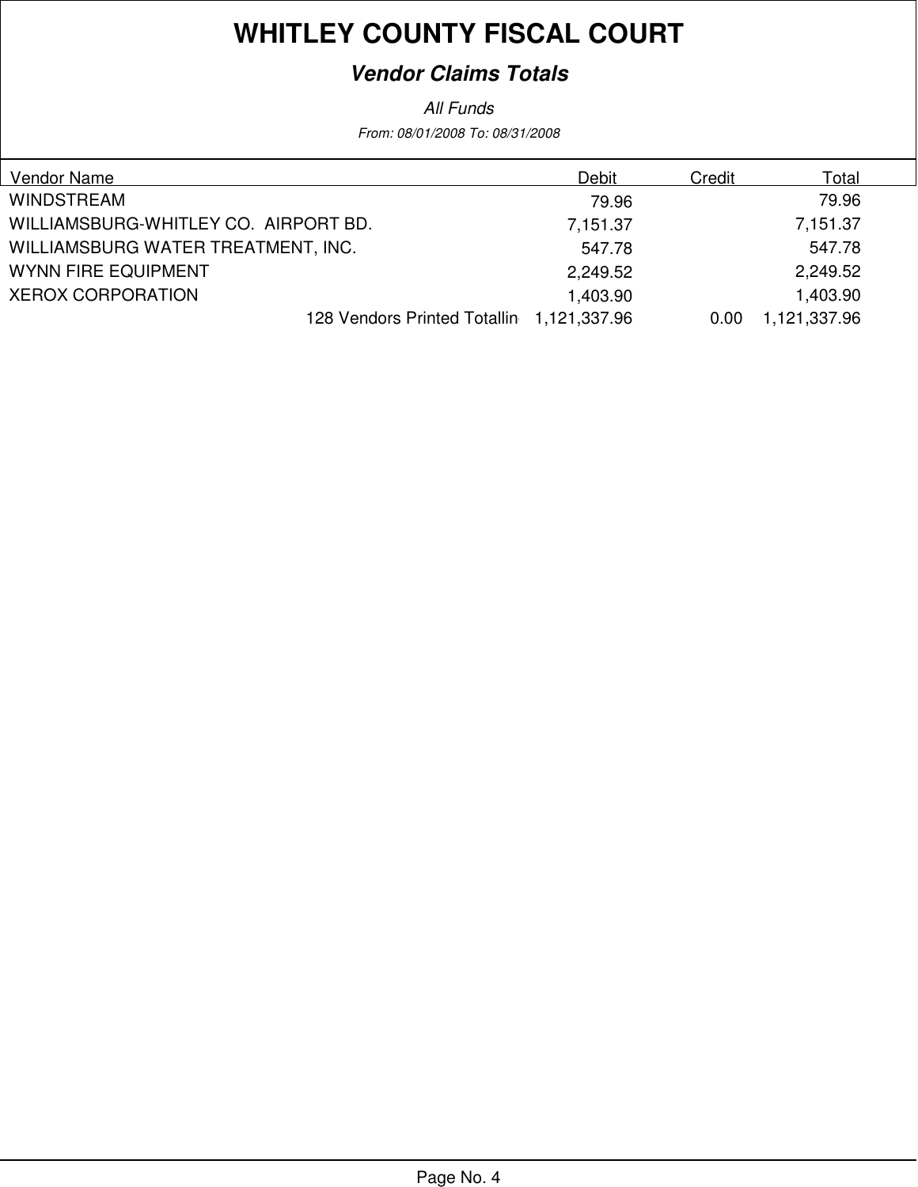# WHITLEY COUNTY FISCAL COURT

***Vendor Claims Totals***

*All Funds*

*From: 08/01/2008 To: 08/31/2008*

| Vendor Name | Debit | Credit | Total |
|---|---|---|---|
| WINDSTREAM | 79.96 | | 79.96 |
| WILLIAMSBURG-WHITLEY CO. AIRPORT BD. | 7,151.37 | | 7,151.37 |
| WILLIAMSBURG WATER TREATMENT, INC. | 547.78 | | 547.78 |
| WYNN FIRE EQUIPMENT | 2,249.52 | | 2,249.52 |
| XEROX CORPORATION | 1,403.90 | | 1,403.90 |
| 128 Vendors Printed Totallin | 1,121,337.96 | 0.00 | 1,121,337.96 |